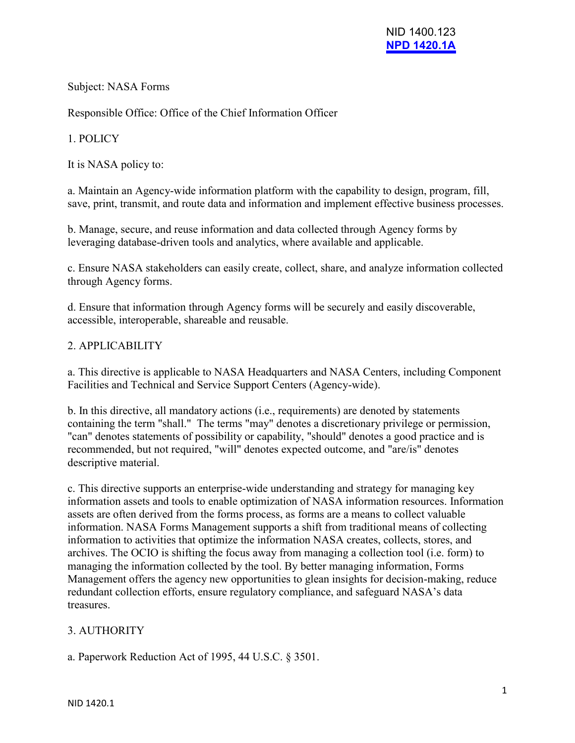NID 1400.123
**NPD 1420.1A**

Subject: NASA Forms

Responsible Office: Office of the Chief Information Officer

## 1. POLICY

It is NASA policy to:

a. Maintain an Agency-wide information platform with the capability to design, program, fill, save, print, transmit, and route data and information and implement effective business processes.

b. Manage, secure, and reuse information and data collected through Agency forms by leveraging database-driven tools and analytics, where available and applicable.

c. Ensure NASA stakeholders can easily create, collect, share, and analyze information collected through Agency forms.

d. Ensure that information through Agency forms will be securely and easily discoverable, accessible, interoperable, shareable and reusable.

## 2. APPLICABILITY

a. This directive is applicable to NASA Headquarters and NASA Centers, including Component Facilities and Technical and Service Support Centers (Agency-wide).

b. In this directive, all mandatory actions (i.e., requirements) are denoted by statements containing the term "shall." The terms "may" denotes a discretionary privilege or permission, "can" denotes statements of possibility or capability, "should" denotes a good practice and is recommended, but not required, "will" denotes expected outcome, and "are/is" denotes descriptive material.

c. This directive supports an enterprise-wide understanding and strategy for managing key information assets and tools to enable optimization of NASA information resources. Information assets are often derived from the forms process, as forms are a means to collect valuable information. NASA Forms Management supports a shift from traditional means of collecting information to activities that optimize the information NASA creates, collects, stores, and archives. The OCIO is shifting the focus away from managing a collection tool (i.e. form) to managing the information collected by the tool. By better managing information, Forms Management offers the agency new opportunities to glean insights for decision-making, reduce redundant collection efforts, ensure regulatory compliance, and safeguard NASA's data treasures.

## 3. AUTHORITY

a. Paperwork Reduction Act of 1995, 44 U.S.C. § 3501.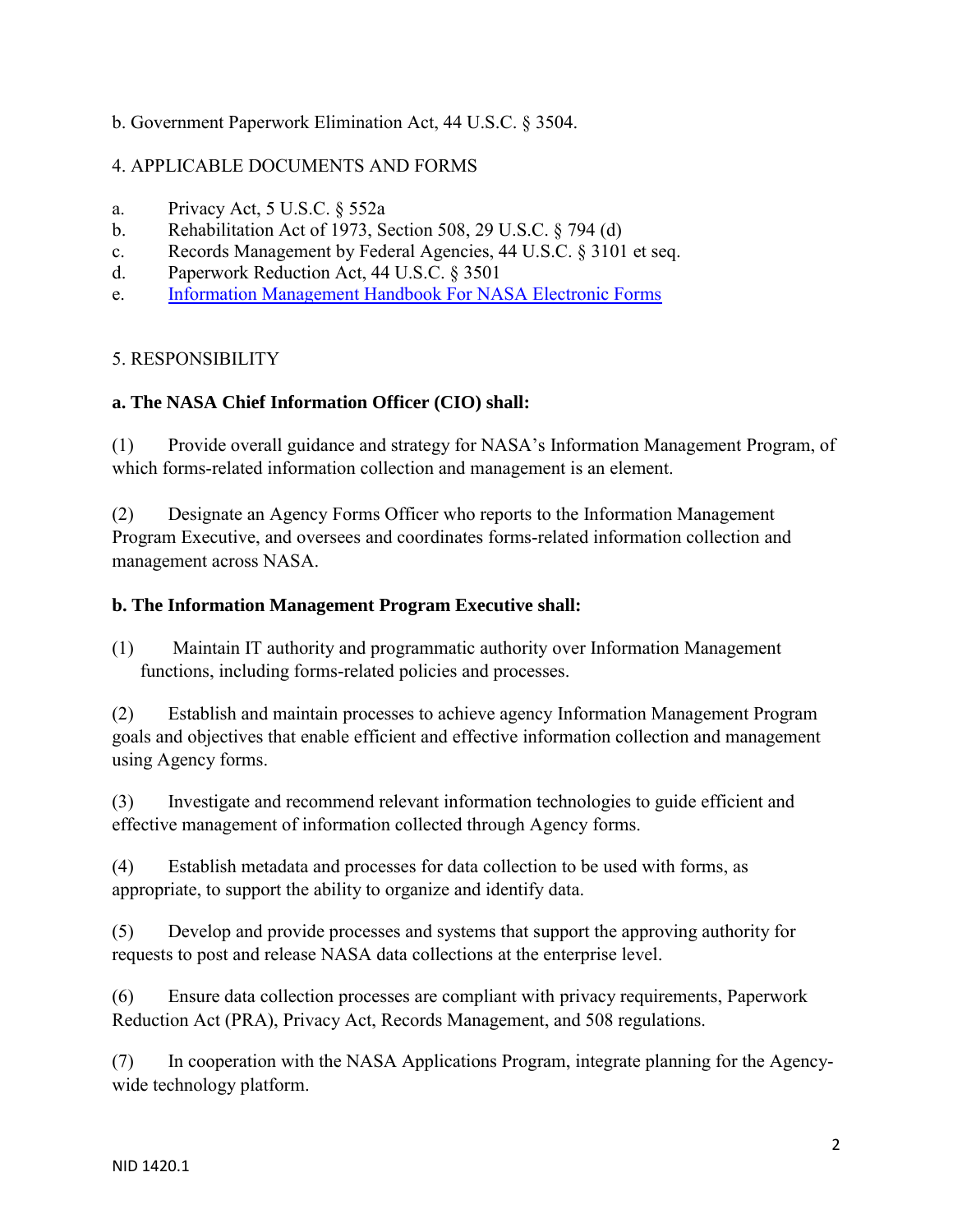b. Government Paperwork Elimination Act, 44 U.S.C. § 3504.

4. APPLICABLE DOCUMENTS AND FORMS

a. Privacy Act, 5 U.S.C. § 552a
b. Rehabilitation Act of 1973, Section 508, 29 U.S.C. § 794 (d)
c. Records Management by Federal Agencies, 44 U.S.C. § 3101 et seq.
d. Paperwork Reduction Act, 44 U.S.C. § 3501
e. Information Management Handbook For NASA Electronic Forms

5. RESPONSIBILITY

**a. The NASA Chief Information Officer (CIO) shall:**

(1) Provide overall guidance and strategy for NASA's Information Management Program, of which forms-related information collection and management is an element.

(2) Designate an Agency Forms Officer who reports to the Information Management Program Executive, and oversees and coordinates forms-related information collection and management across NASA.

**b. The Information Management Program Executive shall:**

(1) Maintain IT authority and programmatic authority over Information Management functions, including forms-related policies and processes.

(2) Establish and maintain processes to achieve agency Information Management Program goals and objectives that enable efficient and effective information collection and management using Agency forms.

(3) Investigate and recommend relevant information technologies to guide efficient and effective management of information collected through Agency forms.

(4) Establish metadata and processes for data collection to be used with forms, as appropriate, to support the ability to organize and identify data.

(5) Develop and provide processes and systems that support the approving authority for requests to post and release NASA data collections at the enterprise level.

(6) Ensure data collection processes are compliant with privacy requirements, Paperwork Reduction Act (PRA), Privacy Act, Records Management, and 508 regulations.

(7) In cooperation with the NASA Applications Program, integrate planning for the Agency-wide technology platform.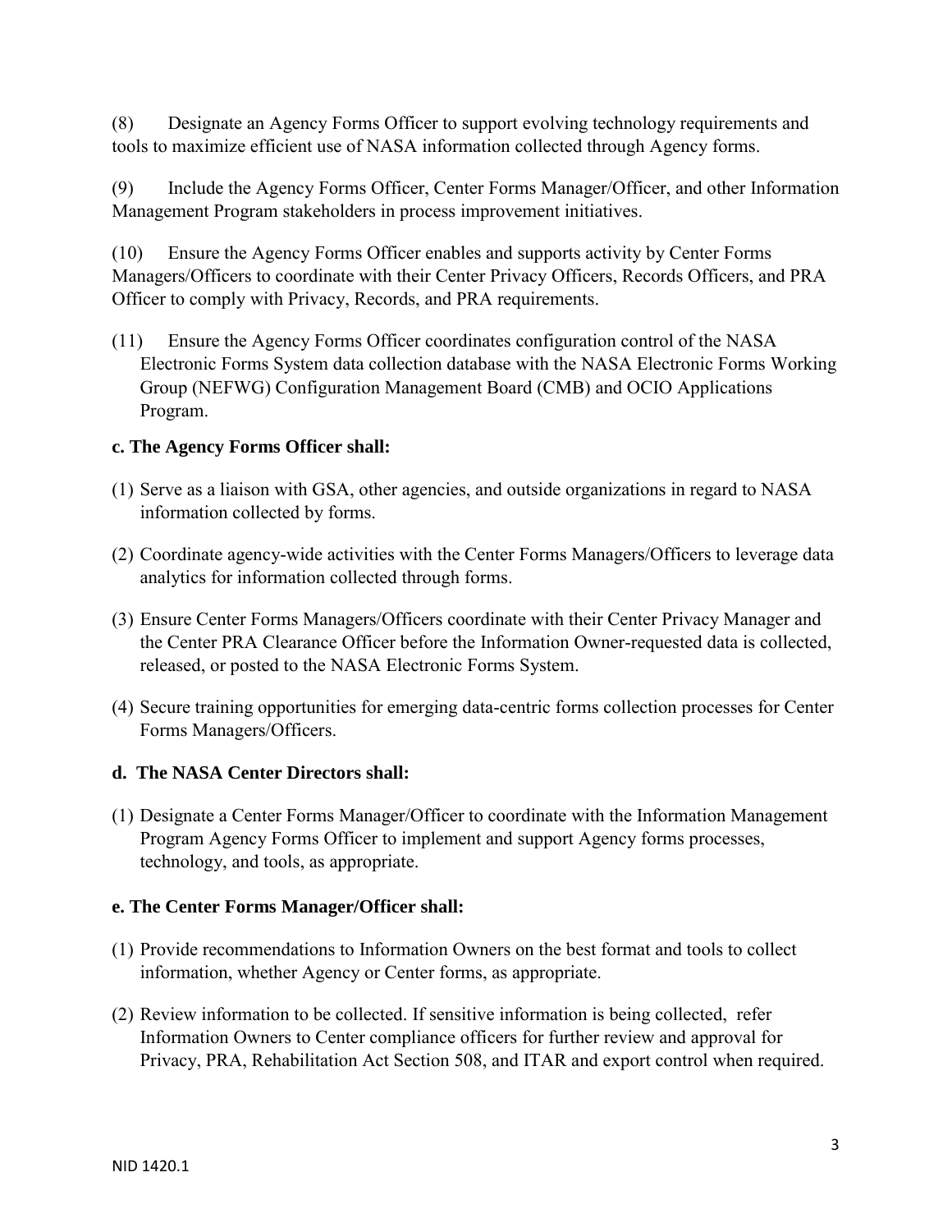(8) Designate an Agency Forms Officer to support evolving technology requirements and tools to maximize efficient use of NASA information collected through Agency forms.

(9) Include the Agency Forms Officer, Center Forms Manager/Officer, and other Information Management Program stakeholders in process improvement initiatives.

(10) Ensure the Agency Forms Officer enables and supports activity by Center Forms Managers/Officers to coordinate with their Center Privacy Officers, Records Officers, and PRA Officer to comply with Privacy, Records, and PRA requirements.

(11) Ensure the Agency Forms Officer coordinates configuration control of the NASA Electronic Forms System data collection database with the NASA Electronic Forms Working Group (NEFWG) Configuration Management Board (CMB) and OCIO Applications Program.

**c. The Agency Forms Officer shall:**

(1) Serve as a liaison with GSA, other agencies, and outside organizations in regard to NASA information collected by forms.

(2) Coordinate agency-wide activities with the Center Forms Managers/Officers to leverage data analytics for information collected through forms.

(3) Ensure Center Forms Managers/Officers coordinate with their Center Privacy Manager and the Center PRA Clearance Officer before the Information Owner-requested data is collected, released, or posted to the NASA Electronic Forms System.

(4) Secure training opportunities for emerging data-centric forms collection processes for Center Forms Managers/Officers.

**d. The NASA Center Directors shall:**

(1) Designate a Center Forms Manager/Officer to coordinate with the Information Management Program Agency Forms Officer to implement and support Agency forms processes, technology, and tools, as appropriate.

**e. The Center Forms Manager/Officer shall:**

(1) Provide recommendations to Information Owners on the best format and tools to collect information, whether Agency or Center forms, as appropriate.

(2) Review information to be collected. If sensitive information is being collected, refer Information Owners to Center compliance officers for further review and approval for Privacy, PRA, Rehabilitation Act Section 508, and ITAR and export control when required.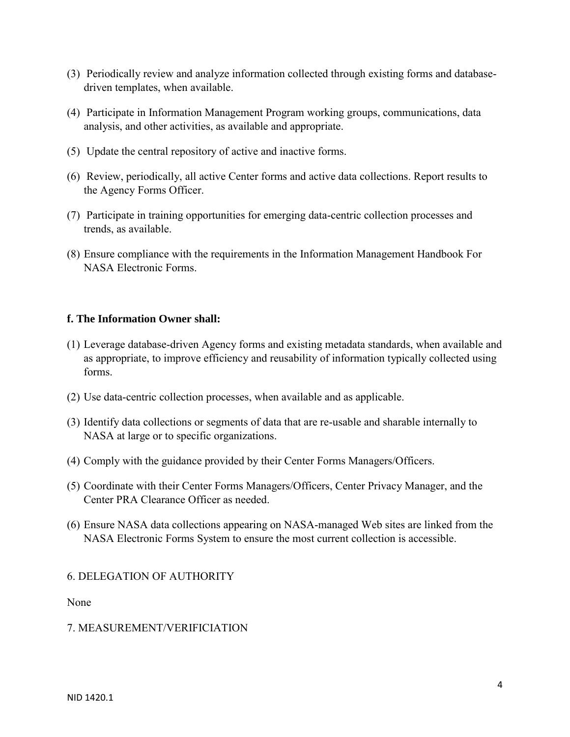(3) Periodically review and analyze information collected through existing forms and database-driven templates, when available.

(4) Participate in Information Management Program working groups, communications, data analysis, and other activities, as available and appropriate.

(5) Update the central repository of active and inactive forms.

(6) Review, periodically, all active Center forms and active data collections. Report results to the Agency Forms Officer.

(7) Participate in training opportunities for emerging data-centric collection processes and trends, as available.

(8) Ensure compliance with the requirements in the Information Management Handbook For NASA Electronic Forms.

**f. The Information Owner shall:**

(1) Leverage database-driven Agency forms and existing metadata standards, when available and as appropriate, to improve efficiency and reusability of information typically collected using forms.

(2) Use data-centric collection processes, when available and as applicable.

(3) Identify data collections or segments of data that are re-usable and sharable internally to NASA at large or to specific organizations.

(4) Comply with the guidance provided by their Center Forms Managers/Officers.

(5) Coordinate with their Center Forms Managers/Officers, Center Privacy Manager, and the Center PRA Clearance Officer as needed.

(6) Ensure NASA data collections appearing on NASA-managed Web sites are linked from the NASA Electronic Forms System to ensure the most current collection is accessible.

6. DELEGATION OF AUTHORITY

None

7. MEASUREMENT/VERIFICIATION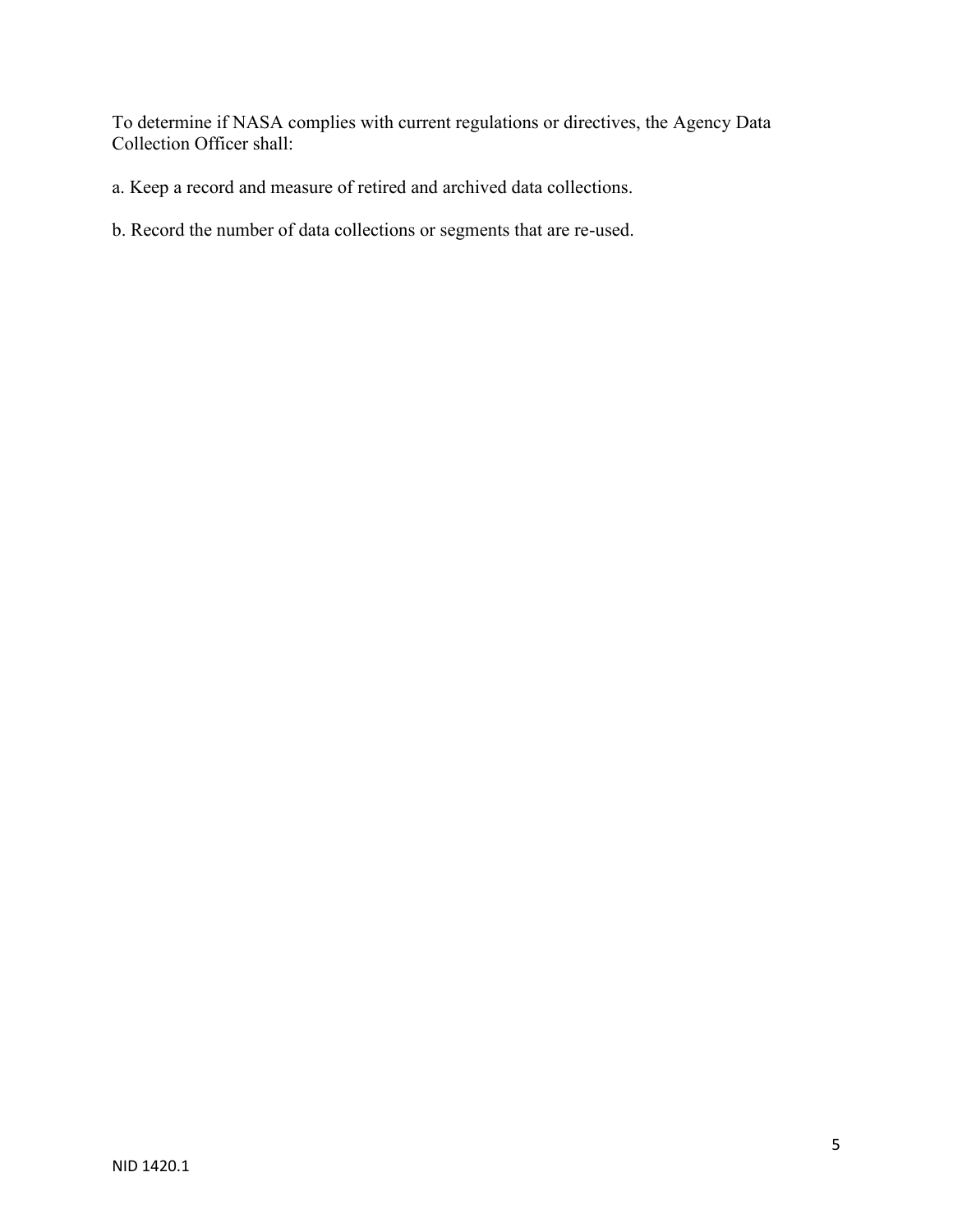To determine if NASA complies with current regulations or directives, the Agency Data Collection Officer shall:

a. Keep a record and measure of retired and archived data collections.

b. Record the number of data collections or segments that are re-used.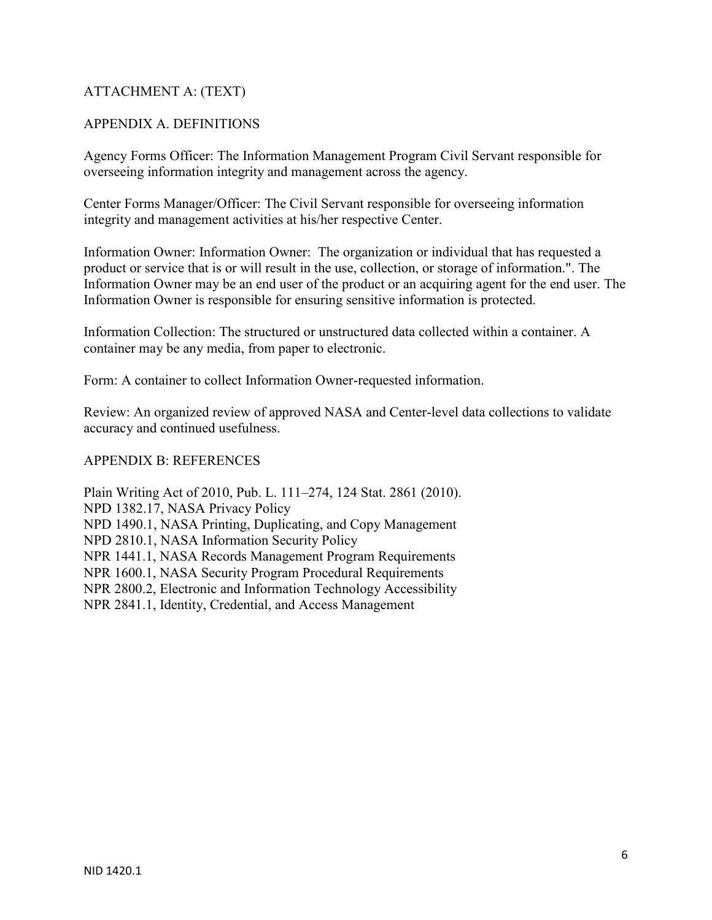ATTACHMENT A: (TEXT)

## APPENDIX A. DEFINITIONS

Agency Forms Officer: The Information Management Program Civil Servant responsible for overseeing information integrity and management across the agency.

Center Forms Manager/Officer: The Civil Servant responsible for overseeing information integrity and management activities at his/her respective Center.

Information Owner: Information Owner: The organization or individual that has requested a product or service that is or will result in the use, collection, or storage of information.". The Information Owner may be an end user of the product or an acquiring agent for the end user. The Information Owner is responsible for ensuring sensitive information is protected.

Information Collection: The structured or unstructured data collected within a container. A container may be any media, from paper to electronic.

Form: A container to collect Information Owner-requested information.

Review: An organized review of approved NASA and Center-level data collections to validate accuracy and continued usefulness.

## APPENDIX B: REFERENCES

Plain Writing Act of 2010, Pub. L. 111–274, 124 Stat. 2861 (2010).
NPD 1382.17, NASA Privacy Policy
NPD 1490.1, NASA Printing, Duplicating, and Copy Management
NPD 2810.1, NASA Information Security Policy
NPR 1441.1, NASA Records Management Program Requirements
NPR 1600.1, NASA Security Program Procedural Requirements
NPR 2800.2, Electronic and Information Technology Accessibility
NPR 2841.1, Identity, Credential, and Access Management